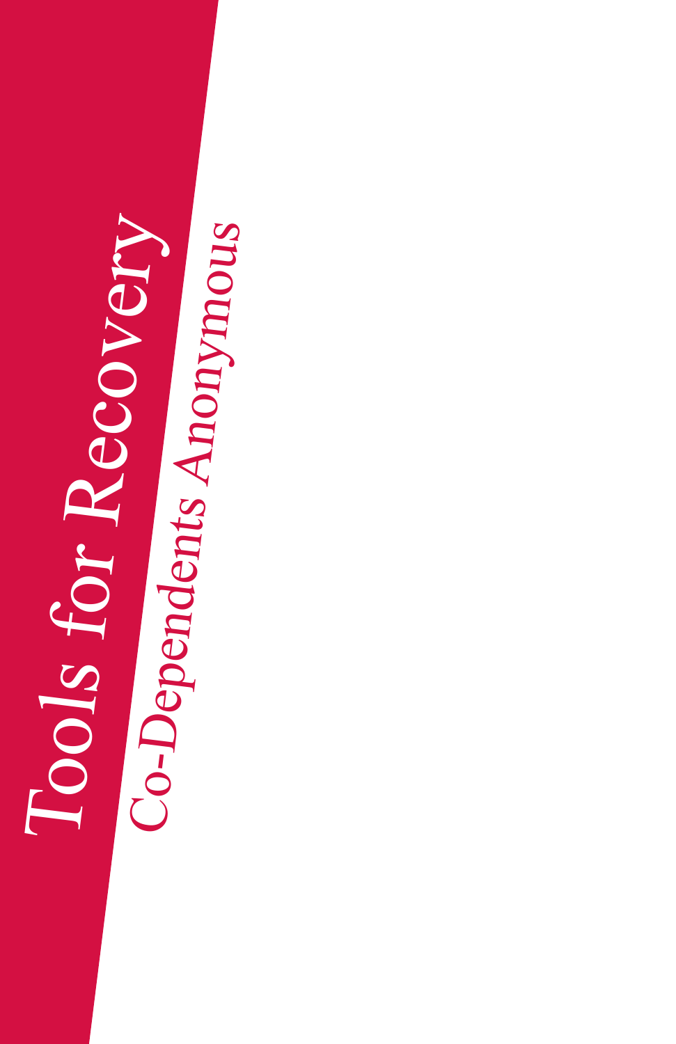# Tools for Recovery

## Co-Dependents Anonymous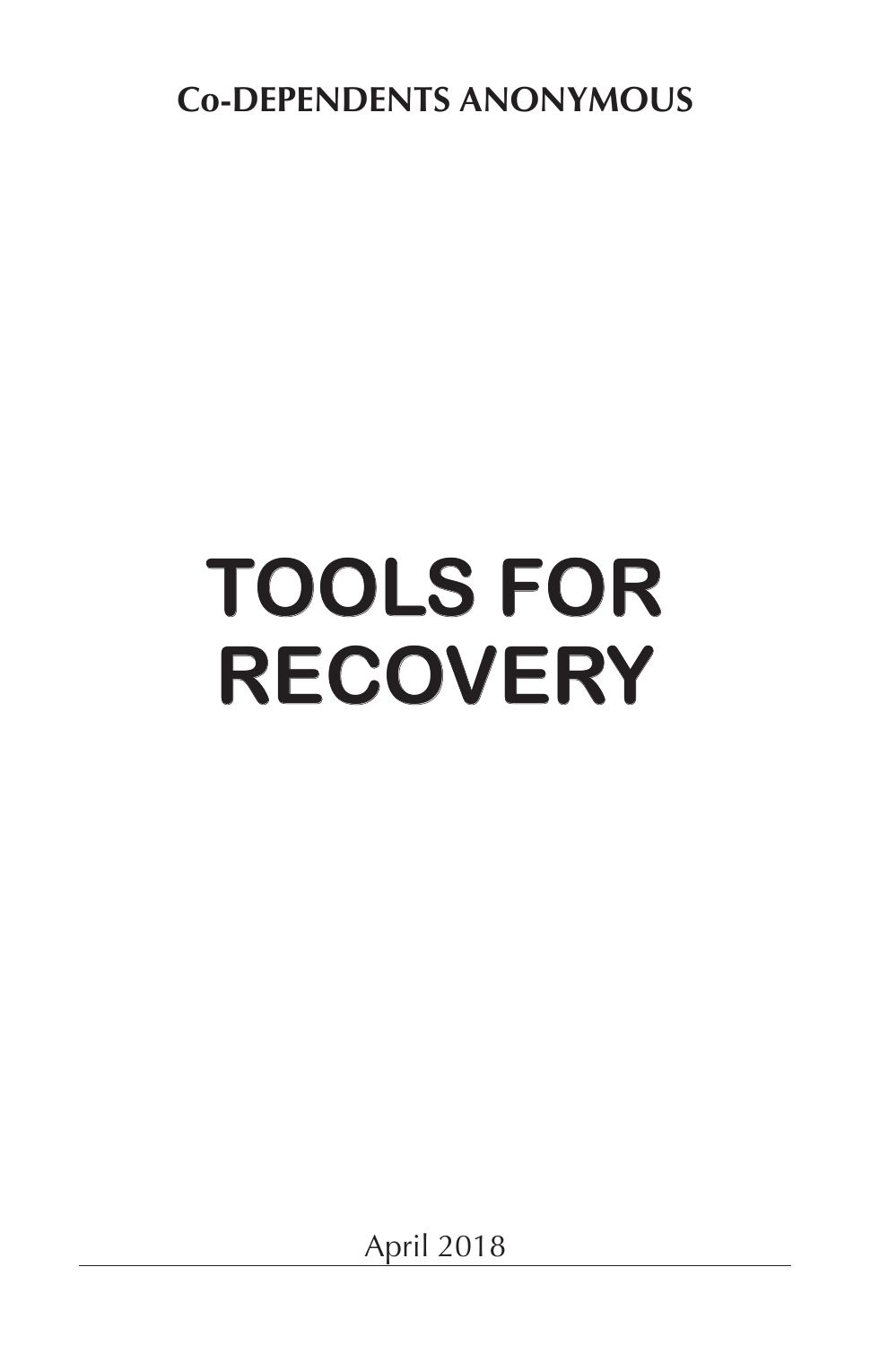**Co-DEPENDENTS ANONYMOUS**

# TOOLS FOR RECOVERY

April 2018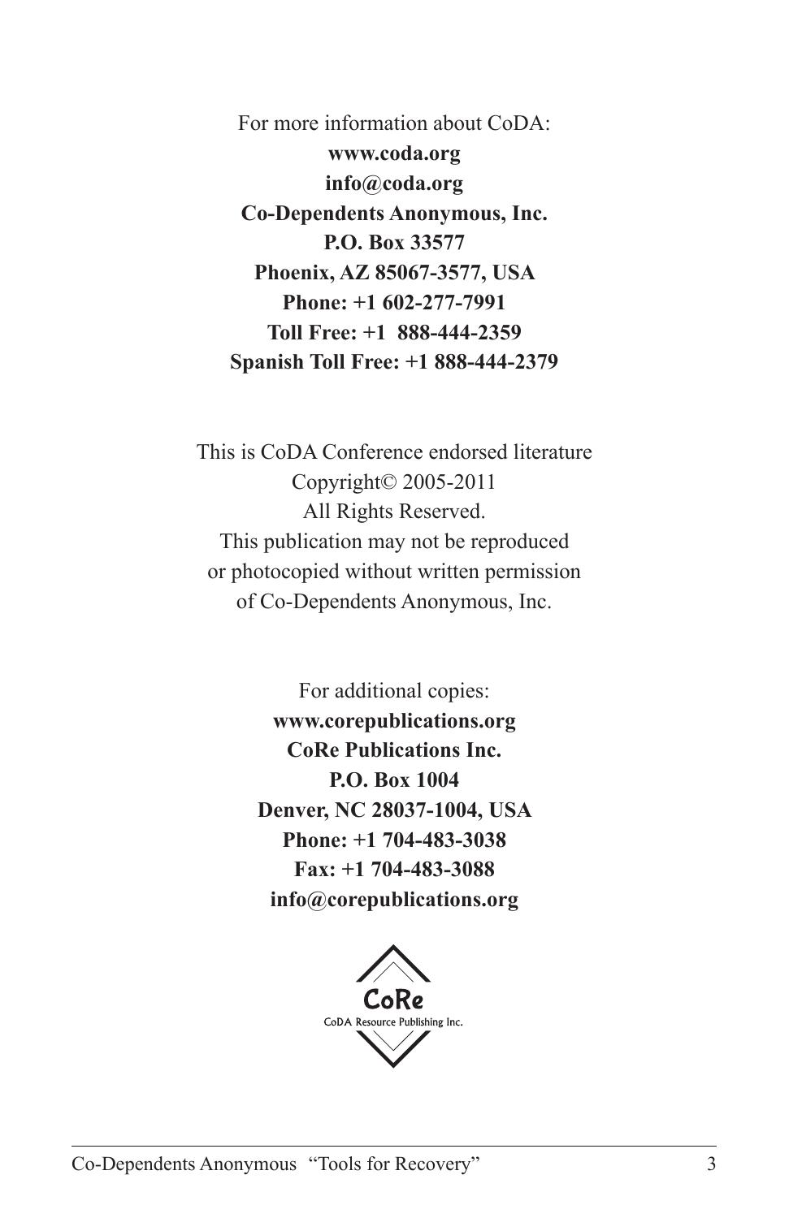For more information about CoDA:

**www.coda.org**
**info@coda.org**
**Co-Dependents Anonymous, Inc.**
**P.O. Box 33577**
**Phoenix, AZ 85067-3577, USA**
**Phone: +1 602-277-7991**
**Toll Free: +1 888-444-2359**
**Spanish Toll Free: +1 888-444-2379**

This is CoDA Conference endorsed literature
Copyright© 2005-2011
All Rights Reserved.
This publication may not be reproduced
or photocopied without written permission
of Co-Dependents Anonymous, Inc.

For additional copies:

**www.corepublications.org**
**CoRe Publications Inc.**
**P.O. Box 1004**
**Denver, NC 28037-1004, USA**
**Phone: +1 704-483-3038**
**Fax: +1 704-483-3088**
**info@corepublications.org**

CoRe
CoDA Resource Publishing Inc.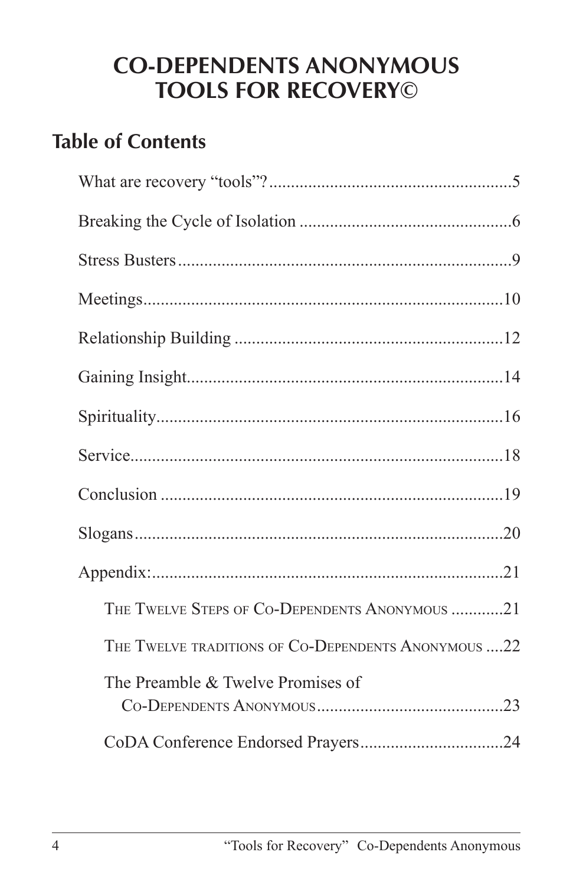# CO-DEPENDENTS ANONYMOUS TOOLS FOR RECOVERY©

## Table of Contents

What are recovery "tools"?........................................................5

Breaking the Cycle of Isolation .................................................6

Stress Busters.............................................................................9

Meetings...................................................................................10

Relationship Building ..............................................................12

Gaining Insight.........................................................................14

Spirituality................................................................................16

Service......................................................................................18

Conclusion ...............................................................................19

Slogans......................................................................................20

Appendix:.................................................................................21

- The Twelve Steps of Co-Dependents Anonymous ............21
- The Twelve traditions of Co-Dependents Anonymous ....22
- The Preamble & Twelve Promises of Co-Dependents Anonymous...........................................23
- CoDA Conference Endorsed Prayers.................................24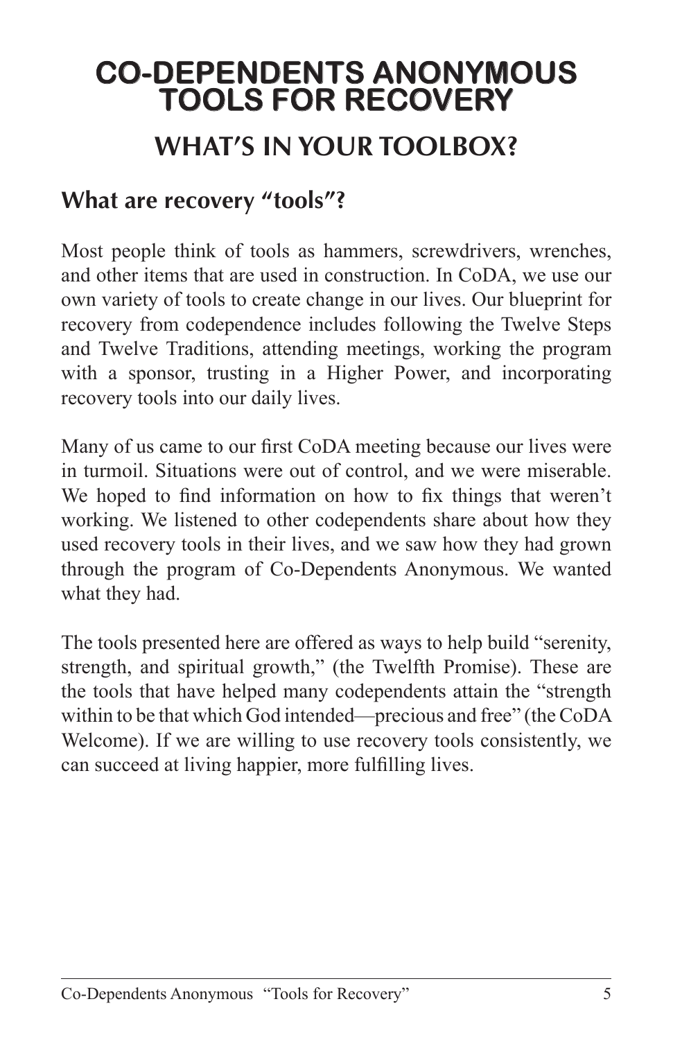# CO-DEPENDENTS ANONYMOUS TOOLS FOR RECOVERY

## WHAT'S IN YOUR TOOLBOX?

### What are recovery "tools"?

Most people think of tools as hammers, screwdrivers, wrenches, and other items that are used in construction. In CoDA, we use our own variety of tools to create change in our lives. Our blueprint for recovery from codependence includes following the Twelve Steps and Twelve Traditions, attending meetings, working the program with a sponsor, trusting in a Higher Power, and incorporating recovery tools into our daily lives.

Many of us came to our first CoDA meeting because our lives were in turmoil. Situations were out of control, and we were miserable. We hoped to find information on how to fix things that weren't working. We listened to other codependents share about how they used recovery tools in their lives, and we saw how they had grown through the program of Co-Dependents Anonymous. We wanted what they had.

The tools presented here are offered as ways to help build "serenity, strength, and spiritual growth," (the Twelfth Promise). These are the tools that have helped many codependents attain the "strength within to be that which God intended—precious and free" (the CoDA Welcome). If we are willing to use recovery tools consistently, we can succeed at living happier, more fulfilling lives.